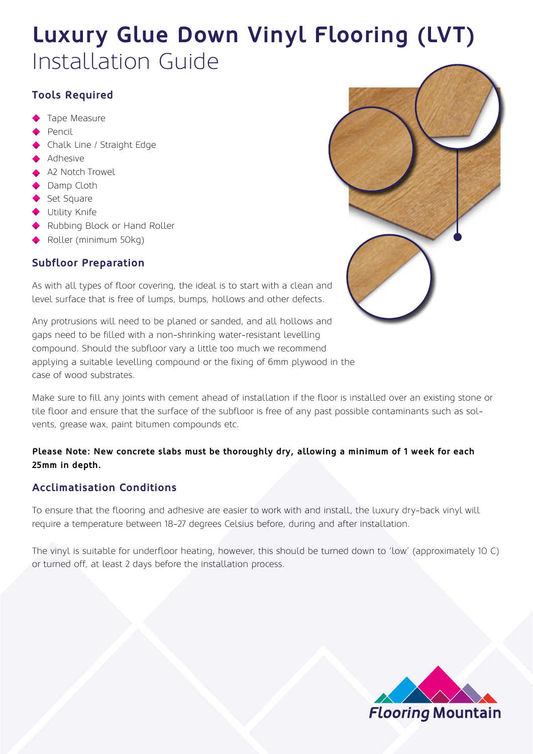# Luxury Glue Down Vinyl Flooring (LVT)
Installation Guide

## Tools Required

- Tape Measure
- Pencil
- Chalk Line / Straight Edge
- Adhesive
- A2 Notch Trowel
- Damp Cloth
- Set Square
- Utility Knife
- Rubbing Block or Hand Roller
- Roller (minimum 50kg)

## Subfloor Preparation

As with all types of floor covering, the ideal is to start with a clean and level surface that is free of lumps, bumps, hollows and other defects.

Any protrusions will need to be planed or sanded, and all hollows and gaps need to be filled with a non-shrinking water-resistant levelling compound. Should the subfloor vary a little too much we recommend applying a suitable levelling compound or the fixing of 6mm plywood in the case of wood substrates.

Make sure to fill any joints with cement ahead of installation if the floor is installed over an existing stone or tile floor and ensure that the surface of the subfloor is free of any past possible contaminants such as solvents, grease wax, paint bitumen compounds etc.

**Please Note: New concrete slabs must be thoroughly dry, allowing a minimum of 1 week for each 25mm in depth.**

## Acclimatisation Conditions

To ensure that the flooring and adhesive are easier to work with and install, the luxury dry-back vinyl will require a temperature between 18-27 degrees Celsius before, during and after installation.

The vinyl is suitable for underfloor heating, however, this should be turned down to 'low' (approximately 10 C) or turned off, at least 2 days before the installation process.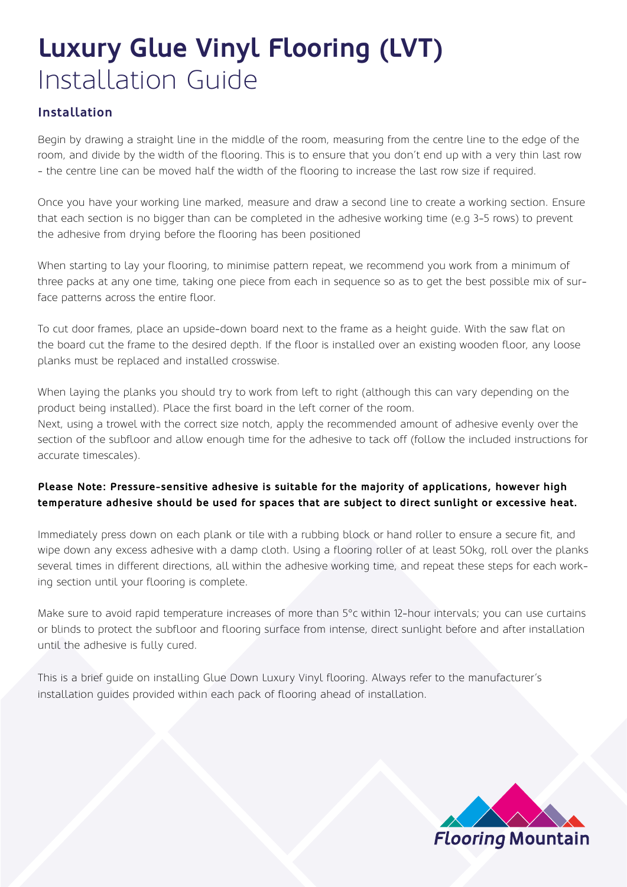# **Luxury Glue Vinyl Flooring (LVT)**
# Installation Guide

## Installation

Begin by drawing a straight line in the middle of the room, measuring from the centre line to the edge of the room, and divide by the width of the flooring. This is to ensure that you don't end up with a very thin last row - the centre line can be moved half the width of the flooring to increase the last row size if required.

Once you have your working line marked, measure and draw a second line to create a working section. Ensure that each section is no bigger than can be completed in the adhesive working time (e.g 3-5 rows) to prevent the adhesive from drying before the flooring has been positioned

When starting to lay your flooring, to minimise pattern repeat, we recommend you work from a minimum of three packs at any one time, taking one piece from each in sequence so as to get the best possible mix of surface patterns across the entire floor.

To cut door frames, place an upside-down board next to the frame as a height guide. With the saw flat on the board cut the frame to the desired depth. If the floor is installed over an existing wooden floor, any loose planks must be replaced and installed crosswise.

When laying the planks you should try to work from left to right (although this can vary depending on the product being installed). Place the first board in the left corner of the room.
Next, using a trowel with the correct size notch, apply the recommended amount of adhesive evenly over the section of the subfloor and allow enough time for the adhesive to tack off (follow the included instructions for accurate timescales).

**Please Note: Pressure-sensitive adhesive is suitable for the majority of applications, however high temperature adhesive should be used for spaces that are subject to direct sunlight or excessive heat.**

Immediately press down on each plank or tile with a rubbing block or hand roller to ensure a secure fit, and wipe down any excess adhesive with a damp cloth. Using a flooring roller of at least 50kg, roll over the planks several times in different directions, all within the adhesive working time, and repeat these steps for each working section until your flooring is complete.

Make sure to avoid rapid temperature increases of more than 5°c within 12-hour intervals; you can use curtains or blinds to protect the subfloor and flooring surface from intense, direct sunlight before and after installation until the adhesive is fully cured.

This is a brief guide on installing Glue Down Luxury Vinyl flooring. Always refer to the manufacturer's installation guides provided within each pack of flooring ahead of installation.

Flooring Mountain